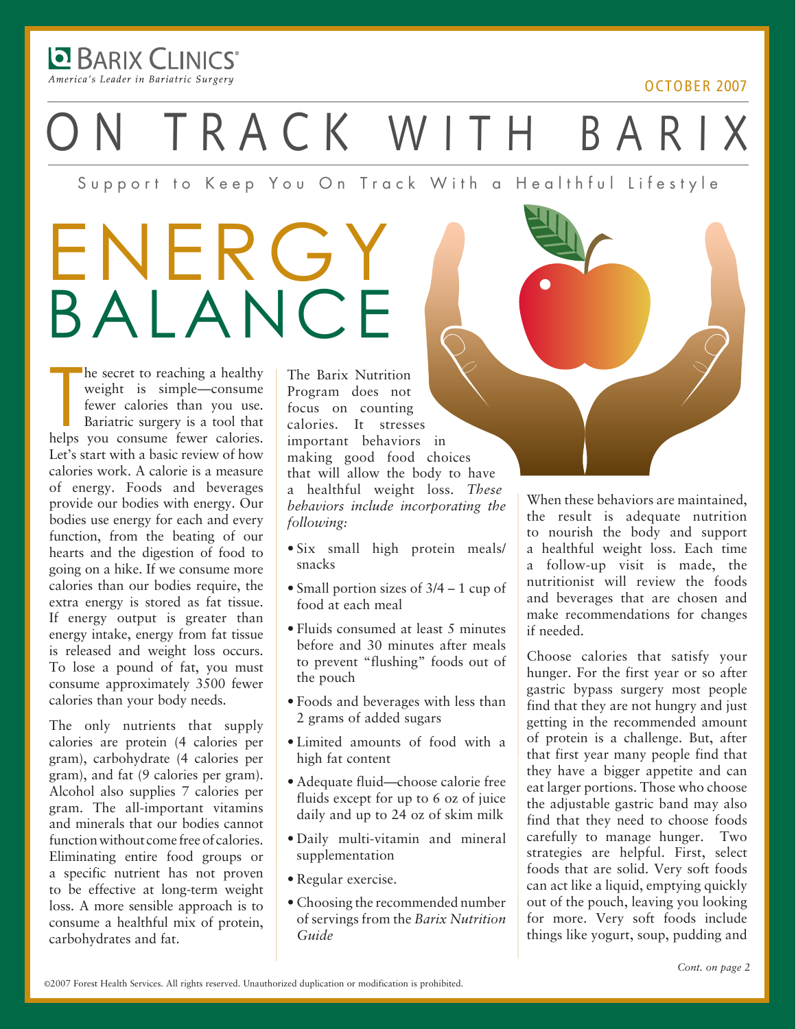Barix Clinics®
*America's Leader in Bariatric Surgery*

OCTOBER 2007

# ON TRACK WITH BARIX

Support to Keep You On Track With a Healthful Lifestyle

## ENERGY BALANCE

The secret to reaching a healthy weight is simple—consume fewer calories than you use. Bariatric surgery is a tool that helps you consume fewer calories. Let's start with a basic review of how calories work. A calorie is a measure of energy. Foods and beverages provide our bodies with energy. Our bodies use energy for each and every function, from the beating of our hearts and the digestion of food to going on a hike. If we consume more calories than our bodies require, the extra energy is stored as fat tissue. If energy output is greater than energy intake, energy from fat tissue is released and weight loss occurs. To lose a pound of fat, you must consume approximately 3500 fewer calories than your body needs.

The only nutrients that supply calories are protein (4 calories per gram), carbohydrate (4 calories per gram), and fat (9 calories per gram). Alcohol also supplies 7 calories per gram. The all-important vitamins and minerals that our bodies cannot function without come free of calories. Eliminating entire food groups or a specific nutrient has not proven to be effective at long-term weight loss. A more sensible approach is to consume a healthful mix of protein, carbohydrates and fat.

The Barix Nutrition Program does not focus on counting calories. It stresses important behaviors in making good food choices that will allow the body to have a healthful weight loss. *These behaviors include incorporating the following:*

- Six small high protein meals/snacks
- Small portion sizes of 3/4 – 1 cup of food at each meal
- Fluids consumed at least 5 minutes before and 30 minutes after meals to prevent "flushing" foods out of the pouch
- Foods and beverages with less than 2 grams of added sugars
- Limited amounts of food with a high fat content
- Adequate fluid—choose calorie free fluids except for up to 6 oz of juice daily and up to 24 oz of skim milk
- Daily multi-vitamin and mineral supplementation
- Regular exercise.
- Choosing the recommended number of servings from the *Barix Nutrition Guide*

When these behaviors are maintained, the result is adequate nutrition to nourish the body and support a healthful weight loss. Each time a follow-up visit is made, the nutritionist will review the foods and beverages that are chosen and make recommendations for changes if needed.

Choose calories that satisfy your hunger. For the first year or so after gastric bypass surgery most people find that they are not hungry and just getting in the recommended amount of protein is a challenge. But, after that first year many people find that they have a bigger appetite and can eat larger portions. Those who choose the adjustable gastric band may also find that they need to choose foods carefully to manage hunger. Two strategies are helpful. First, select foods that are solid. Very soft foods can act like a liquid, emptying quickly out of the pouch, leaving you looking for more. Very soft foods include things like yogurt, soup, pudding and

*Cont. on page 2*

©2007 Forest Health Services. All rights reserved. Unauthorized duplication or modification is prohibited.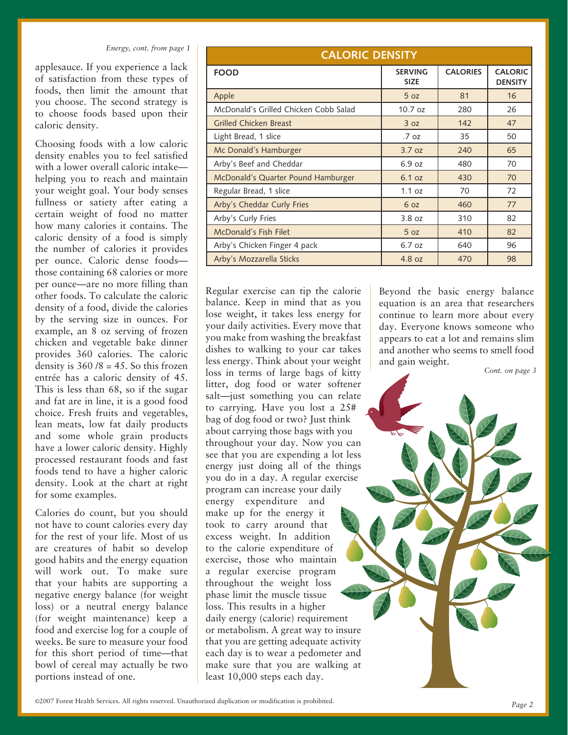*Energy, cont. from page 1*

applesauce. If you experience a lack of satisfaction from these types of foods, then limit the amount that you choose. The second strategy is to choose foods based upon their caloric density.

Choosing foods with a low caloric density enables you to feel satisfied with a lower overall caloric intake—helping you to reach and maintain your weight goal. Your body senses fullness or satiety after eating a certain weight of food no matter how many calories it contains. The caloric density of a food is simply the number of calories it provides per ounce. Caloric dense foods—those containing 68 calories or more per ounce—are no more filling than other foods. To calculate the caloric density of a food, divide the calories by the serving size in ounces. For example, an 8 oz serving of frozen chicken and vegetable bake dinner provides 360 calories. The caloric density is 360 /8 = 45. So this frozen entrée has a caloric density of 45. This is less than 68, so if the sugar and fat are in line, it is a good food choice. Fresh fruits and vegetables, lean meats, low fat daily products and some whole grain products have a lower caloric density. Highly processed restaurant foods and fast foods tend to have a higher caloric density. Look at the chart at right for some examples.

Calories do count, but you should not have to count calories every day for the rest of your life. Most of us are creatures of habit so develop good habits and the energy equation will work out. To make sure that your habits are supporting a negative energy balance (for weight loss) or a neutral energy balance (for weight maintenance) keep a food and exercise log for a couple of weeks. Be sure to measure your food for this short period of time—that bowl of cereal may actually be two portions instead of one.

## CALORIC DENSITY

| FOOD | SERVING SIZE | CALORIES | CALORIC DENSITY |
|---|---|---|---|
| Apple | 5 oz | 81 | 16 |
| McDonald's Grilled Chicken Cobb Salad | 10.7 oz | 280 | 26 |
| Grilled Chicken Breast | 3 oz | 142 | 47 |
| Light Bread, 1 slice | .7 oz | 35 | 50 |
| Mc Donald's Hamburger | 3.7 oz | 240 | 65 |
| Arby's Beef and Cheddar | 6.9 oz | 480 | 70 |
| McDonald's Quarter Pound Hamburger | 6.1 oz | 430 | 70 |
| Regular Bread, 1 slice | 1.1 oz | 70 | 72 |
| Arby's Cheddar Curly Fries | 6 oz | 460 | 77 |
| Arby's Curly Fries | 3.8 oz | 310 | 82 |
| McDonald's Fish Filet | 5 oz | 410 | 82 |
| Arby's Chicken Finger 4 pack | 6.7 oz | 640 | 96 |
| Arby's Mozzarella Sticks | 4.8 oz | 470 | 98 |

Regular exercise can tip the calorie balance. Keep in mind that as you lose weight, it takes less energy for your daily activities. Every move that you make from washing the breakfast dishes to walking to your car takes less energy. Think about your weight loss in terms of large bags of kitty litter, dog food or water softener salt—just something you can relate to carrying. Have you lost a 25# bag of dog food or two? Just think about carrying those bags with you throughout your day. Now you can see that you are expending a lot less energy just doing all of the things you do in a day. A regular exercise program can increase your daily energy expenditure and make up for the energy it took to carry around that excess weight. In addition to the calorie expenditure of exercise, those who maintain a regular exercise program throughout the weight loss phase limit the muscle tissue loss. This results in a higher daily energy (calorie) requirement or metabolism. A great way to insure that you are getting adequate activity each day is to wear a pedometer and make sure that you are walking at least 10,000 steps each day.

Beyond the basic energy balance equation is an area that researchers continue to learn more about every day. Everyone knows someone who appears to eat a lot and remains slim and another who seems to smell food and gain weight.

*Cont. on page 3*

©2007 Forest Health Services. All rights reserved. Unauthorized duplication or modification is prohibited.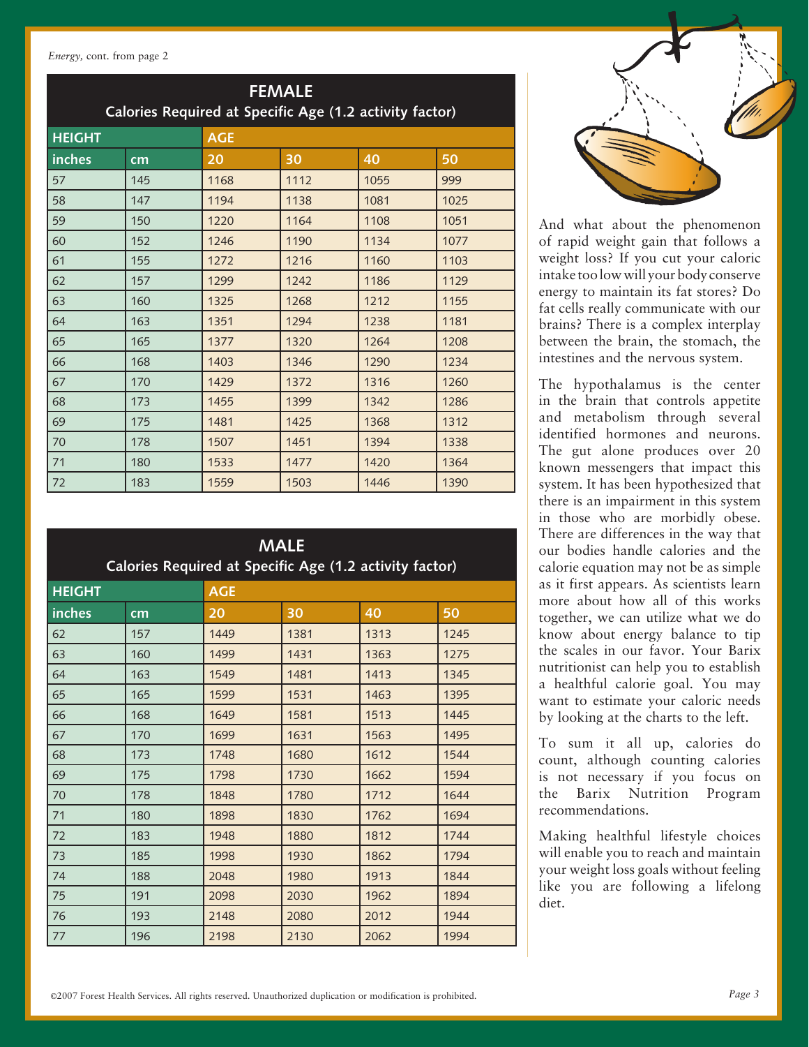*Energy*, cont. from page 2

## FEMALE
### Calories Required at Specific Age (1.2 activity factor)

| HEIGHT | | AGE | | | |
|---|---|---|---|---|---|
| inches | cm | 20 | 30 | 40 | 50 |
| 57 | 145 | 1168 | 1112 | 1055 | 999 |
| 58 | 147 | 1194 | 1138 | 1081 | 1025 |
| 59 | 150 | 1220 | 1164 | 1108 | 1051 |
| 60 | 152 | 1246 | 1190 | 1134 | 1077 |
| 61 | 155 | 1272 | 1216 | 1160 | 1103 |
| 62 | 157 | 1299 | 1242 | 1186 | 1129 |
| 63 | 160 | 1325 | 1268 | 1212 | 1155 |
| 64 | 163 | 1351 | 1294 | 1238 | 1181 |
| 65 | 165 | 1377 | 1320 | 1264 | 1208 |
| 66 | 168 | 1403 | 1346 | 1290 | 1234 |
| 67 | 170 | 1429 | 1372 | 1316 | 1260 |
| 68 | 173 | 1455 | 1399 | 1342 | 1286 |
| 69 | 175 | 1481 | 1425 | 1368 | 1312 |
| 70 | 178 | 1507 | 1451 | 1394 | 1338 |
| 71 | 180 | 1533 | 1477 | 1420 | 1364 |
| 72 | 183 | 1559 | 1503 | 1446 | 1390 |

## MALE
### Calories Required at Specific Age (1.2 activity factor)

| HEIGHT | | AGE | | | |
|---|---|---|---|---|---|
| inches | cm | 20 | 30 | 40 | 50 |
| 62 | 157 | 1449 | 1381 | 1313 | 1245 |
| 63 | 160 | 1499 | 1431 | 1363 | 1275 |
| 64 | 163 | 1549 | 1481 | 1413 | 1345 |
| 65 | 165 | 1599 | 1531 | 1463 | 1395 |
| 66 | 168 | 1649 | 1581 | 1513 | 1445 |
| 67 | 170 | 1699 | 1631 | 1563 | 1495 |
| 68 | 173 | 1748 | 1680 | 1612 | 1544 |
| 69 | 175 | 1798 | 1730 | 1662 | 1594 |
| 70 | 178 | 1848 | 1780 | 1712 | 1644 |
| 71 | 180 | 1898 | 1830 | 1762 | 1694 |
| 72 | 183 | 1948 | 1880 | 1812 | 1744 |
| 73 | 185 | 1998 | 1930 | 1862 | 1794 |
| 74 | 188 | 2048 | 1980 | 1913 | 1844 |
| 75 | 191 | 2098 | 2030 | 1962 | 1894 |
| 76 | 193 | 2148 | 2080 | 2012 | 1944 |
| 77 | 196 | 2198 | 2130 | 2062 | 1994 |

And what about the phenomenon of rapid weight gain that follows a weight loss? If you cut your caloric intake too low will your body conserve energy to maintain its fat stores? Do fat cells really communicate with our brains? There is a complex interplay between the brain, the stomach, the intestines and the nervous system.

The hypothalamus is the center in the brain that controls appetite and metabolism through several identified hormones and neurons. The gut alone produces over 20 known messengers that impact this system. It has been hypothesized that there is an impairment in this system in those who are morbidly obese. There are differences in the way that our bodies handle calories and the calorie equation may not be as simple as it first appears. As scientists learn more about how all of this works together, we can utilize what we do know about energy balance to tip the scales in our favor. Your Barix nutritionist can help you to establish a healthful calorie goal. You may want to estimate your caloric needs by looking at the charts to the left.

To sum it all up, calories do count, although counting calories is not necessary if you focus on the Barix Nutrition Program recommendations.

Making healthful lifestyle choices will enable you to reach and maintain your weight loss goals without feeling like you are following a lifelong diet.

©2007 Forest Health Services. All rights reserved. Unauthorized duplication or modification is prohibited.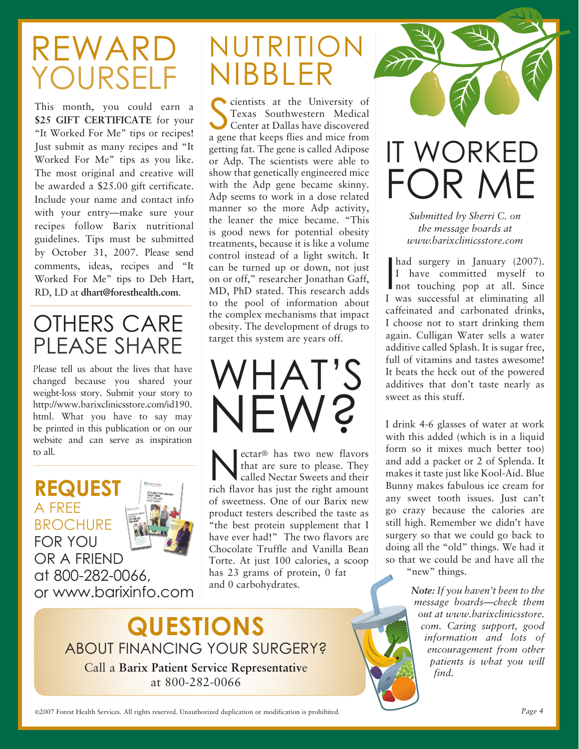# REWARD YOURSELF

This month, you could earn a **$25 GIFT CERTIFICATE** for your "It Worked For Me" tips or recipes! Just submit as many recipes and "It Worked For Me" tips as you like. The most original and creative will be awarded a $25.00 gift certificate. Include your name and contact info with your entry—make sure your recipes follow Barix nutritional guidelines. Tips must be submitted by October 31, 2007. Please send comments, ideas, recipes and "It Worked For Me" tips to Deb Hart, RD, LD at **dhart@foresthealth.com**.

# OTHERS CARE PLEASE SHARE

Please tell us about the lives that have changed because you shared your weight-loss story. Submit your story to http://www.barixclinicsstore.com/id190.html. What you have to say may be printed in this publication or on our website and can serve as inspiration to all.

**REQUEST** A FREE BROCHURE FOR YOU OR A FRIEND at 800-282-0066, or www.barixinfo.com

# NUTRITION NIBBLER

Scientists at the University of Texas Southwestern Medical Center at Dallas have discovered a gene that keeps flies and mice from getting fat. The gene is called Adipose or Adp. The scientists were able to show that genetically engineered mice with the Adp gene became skinny. Adp seems to work in a dose related manner so the more Adp activity, the leaner the mice became. "This is good news for potential obesity treatments, because it is like a volume control instead of a light switch. It can be turned up or down, not just on or off," researcher Jonathan Gaff, MD, PhD stated. This research adds to the pool of information about the complex mechanisms that impact obesity. The development of drugs to target this system are years off.

# WHAT'S NEW?

Nectar® has two new flavors that are sure to please. They called Nectar Sweets and their rich flavor has just the right amount of sweetness. One of our Barix new product testers described the taste as "the best protein supplement that I have ever had!" The two flavors are Chocolate Truffle and Vanilla Bean Torte. At just 100 calories, a scoop has 23 grams of protein, 0 fat and 0 carbohydrates.

# IT WORKED FOR ME

*Submitted by Sherri C. on the message boards at www.barixclinicsstore.com*

I had surgery in January (2007). I have committed myself to not touching pop at all. Since I was successful at eliminating all caffeinated and carbonated drinks, I choose not to start drinking them again. Culligan Water sells a water additive called Splash. It is sugar free, full of vitamins and tastes awesome! It beats the heck out of the powered additives that don't taste nearly as sweet as this stuff.

I drink 4-6 glasses of water at work with this added (which is in a liquid form so it mixes much better too) and add a packet or 2 of Splenda. It makes it taste just like Kool-Aid. Blue Bunny makes fabulous ice cream for any sweet tooth issues. Just can't go crazy because the calories are still high. Remember we didn't have surgery so that we could go back to doing all the "old" things. We had it so that we could be and have all the "new" things.

***Note:*** *If you haven't been to the message boards—check them out at www.barixclinicsstore.com. Caring support, good information and lots of encouragement from other patients is what you will find.*

# QUESTIONS

ABOUT FINANCING YOUR SURGERY?

Call a **Barix Patient Service Representative** at 800-282-0066

©2007 Forest Health Services. All rights reserved. Unauthorized duplication or modification is prohibited.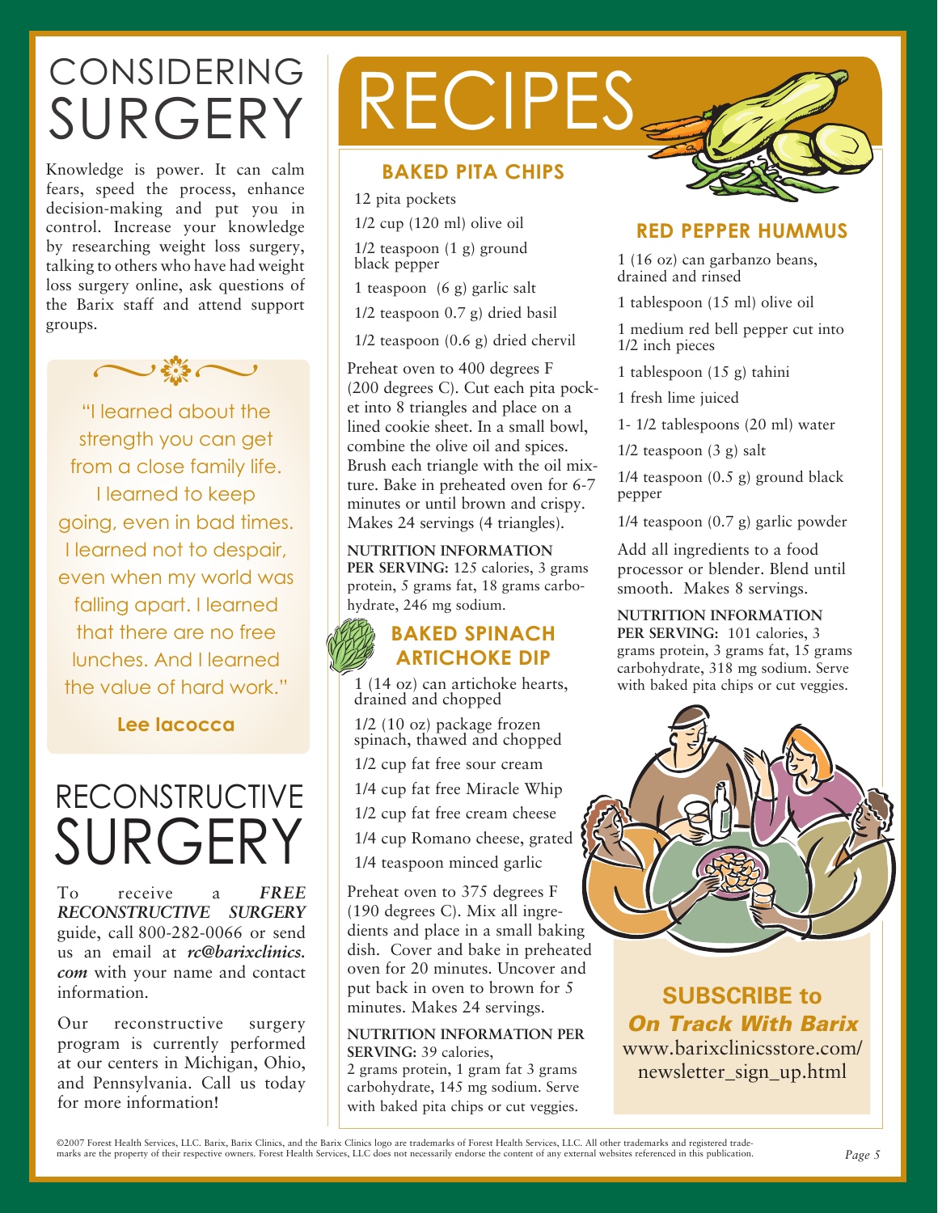# CONSIDERING SURGERY

Knowledge is power. It can calm fears, speed the process, enhance decision-making and put you in control. Increase your knowledge by researching weight loss surgery, talking to others who have had weight loss surgery online, ask questions of the Barix staff and attend support groups.

> "I learned about the strength you can get from a close family life. I learned to keep going, even in bad times. I learned not to despair, even when my world was falling apart. I learned that there are no free lunches. And I learned the value of hard work."
>
> **Lee Iacocca**

# RECONSTRUCTIVE SURGERY

To receive a ***FREE RECONSTRUCTIVE SURGERY*** guide, call 800-282-0066 or send us an email at ***rc@barixclinics.com*** with your name and contact information.

Our reconstructive surgery program is currently performed at our centers in Michigan, Ohio, and Pennsylvania. Call us today for more information!

# RECIPES

## BAKED PITA CHIPS

12 pita pockets

1/2 cup (120 ml) olive oil

1/2 teaspoon (1 g) ground black pepper

1 teaspoon (6 g) garlic salt

1/2 teaspoon 0.7 g) dried basil

1/2 teaspoon (0.6 g) dried chervil

Preheat oven to 400 degrees F (200 degrees C). Cut each pita pocket into 8 triangles and place on a lined cookie sheet. In a small bowl, combine the olive oil and spices. Brush each triangle with the oil mixture. Bake in preheated oven for 6-7 minutes or until brown and crispy. Makes 24 servings (4 triangles).

**NUTRITION INFORMATION PER SERVING:** 125 calories, 3 grams protein, 5 grams fat, 18 grams carbohydrate, 246 mg sodium.

## BAKED SPINACH ARTICHOKE DIP

1 (14 oz) can artichoke hearts, drained and chopped

1/2 (10 oz) package frozen spinach, thawed and chopped

1/2 cup fat free sour cream

1/4 cup fat free Miracle Whip

1/2 cup fat free cream cheese

1/4 cup Romano cheese, grated

1/4 teaspoon minced garlic

Preheat oven to 375 degrees F (190 degrees C). Mix all ingredients and place in a small baking dish. Cover and bake in preheated oven for 20 minutes. Uncover and put back in oven to brown for 5 minutes. Makes 24 servings.

**NUTRITION INFORMATION PER SERVING:** 39 calories, 2 grams protein, 1 gram fat 3 grams carbohydrate, 145 mg sodium. Serve with baked pita chips or cut veggies.

## RED PEPPER HUMMUS

1 (16 oz) can garbanzo beans, drained and rinsed

1 tablespoon (15 ml) olive oil

1 medium red bell pepper cut into 1/2 inch pieces

1 tablespoon (15 g) tahini

1 fresh lime juiced

1- 1/2 tablespoons (20 ml) water

1/2 teaspoon (3 g) salt

1/4 teaspoon (0.5 g) ground black pepper

1/4 teaspoon (0.7 g) garlic powder

Add all ingredients to a food processor or blender. Blend until smooth. Makes 8 servings.

**NUTRITION INFORMATION PER SERVING:** 101 calories, 3 grams protein, 3 grams fat, 15 grams carbohydrate, 318 mg sodium. Serve with baked pita chips or cut veggies.

## SUBSCRIBE to *On Track With Barix*

www.barixclinicsstore.com/newsletter_sign_up.html

©2007 Forest Health Services, LLC. Barix, Barix Clinics, and the Barix Clinics logo are trademarks of Forest Health Services, LLC. All other trademarks and registered trademarks are the property of their respective owners. Forest Health Services, LLC does not necessarily endorse the content of any external websites referenced in this publication.